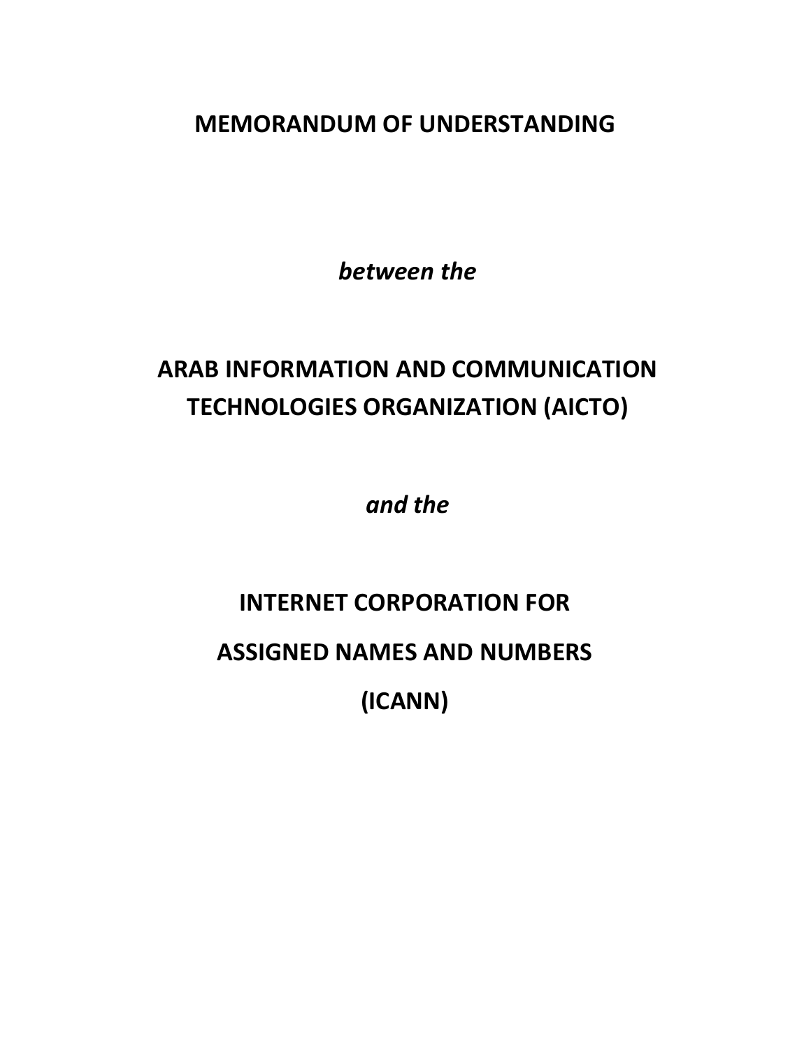# MEMORANDUM OF UNDERSTANDING

*between the*

## ARAB INFORMATION AND COMMUNICATION TECHNOLOGIES ORGANIZATION (AICTO)

*and the*

## INTERNET CORPORATION FOR ASSIGNED NAMES AND NUMBERS (ICANN)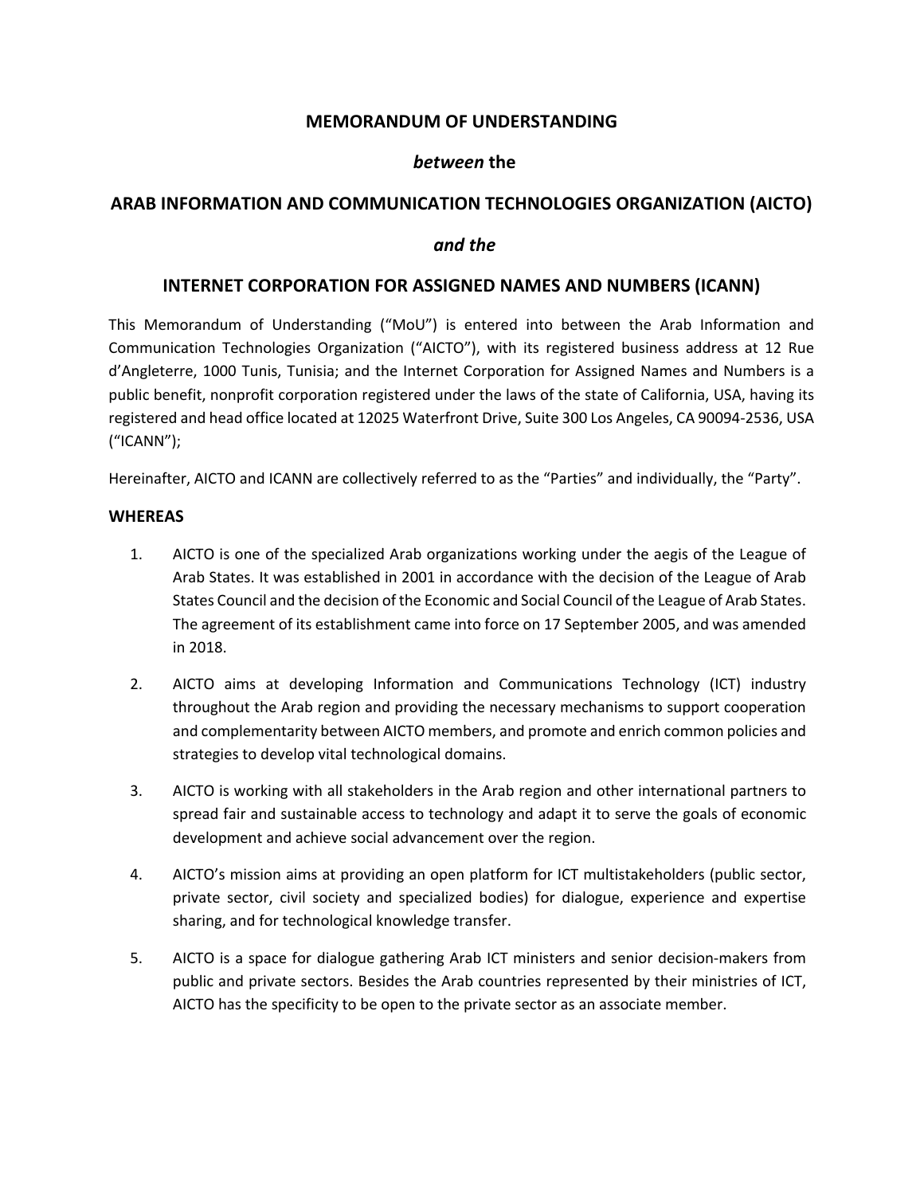# MEMORANDUM OF UNDERSTANDING

## *between* the

## ARAB INFORMATION AND COMMUNICATION TECHNOLOGIES ORGANIZATION (AICTO)

## *and the*

## INTERNET CORPORATION FOR ASSIGNED NAMES AND NUMBERS (ICANN)

This Memorandum of Understanding ("MoU") is entered into between the Arab Information and Communication Technologies Organization ("AICTO"), with its registered business address at 12 Rue d'Angleterre, 1000 Tunis, Tunisia; and the Internet Corporation for Assigned Names and Numbers is a public benefit, nonprofit corporation registered under the laws of the state of California, USA, having its registered and head office located at 12025 Waterfront Drive, Suite 300 Los Angeles, CA 90094-2536, USA ("ICANN");

Hereinafter, AICTO and ICANN are collectively referred to as the "Parties" and individually, the "Party".

### WHEREAS

1. AICTO is one of the specialized Arab organizations working under the aegis of the League of Arab States. It was established in 2001 in accordance with the decision of the League of Arab States Council and the decision of the Economic and Social Council of the League of Arab States. The agreement of its establishment came into force on 17 September 2005, and was amended in 2018.

2. AICTO aims at developing Information and Communications Technology (ICT) industry throughout the Arab region and providing the necessary mechanisms to support cooperation and complementarity between AICTO members, and promote and enrich common policies and strategies to develop vital technological domains.

3. AICTO is working with all stakeholders in the Arab region and other international partners to spread fair and sustainable access to technology and adapt it to serve the goals of economic development and achieve social advancement over the region.

4. AICTO's mission aims at providing an open platform for ICT multistakeholders (public sector, private sector, civil society and specialized bodies) for dialogue, experience and expertise sharing, and for technological knowledge transfer.

5. AICTO is a space for dialogue gathering Arab ICT ministers and senior decision-makers from public and private sectors. Besides the Arab countries represented by their ministries of ICT, AICTO has the specificity to be open to the private sector as an associate member.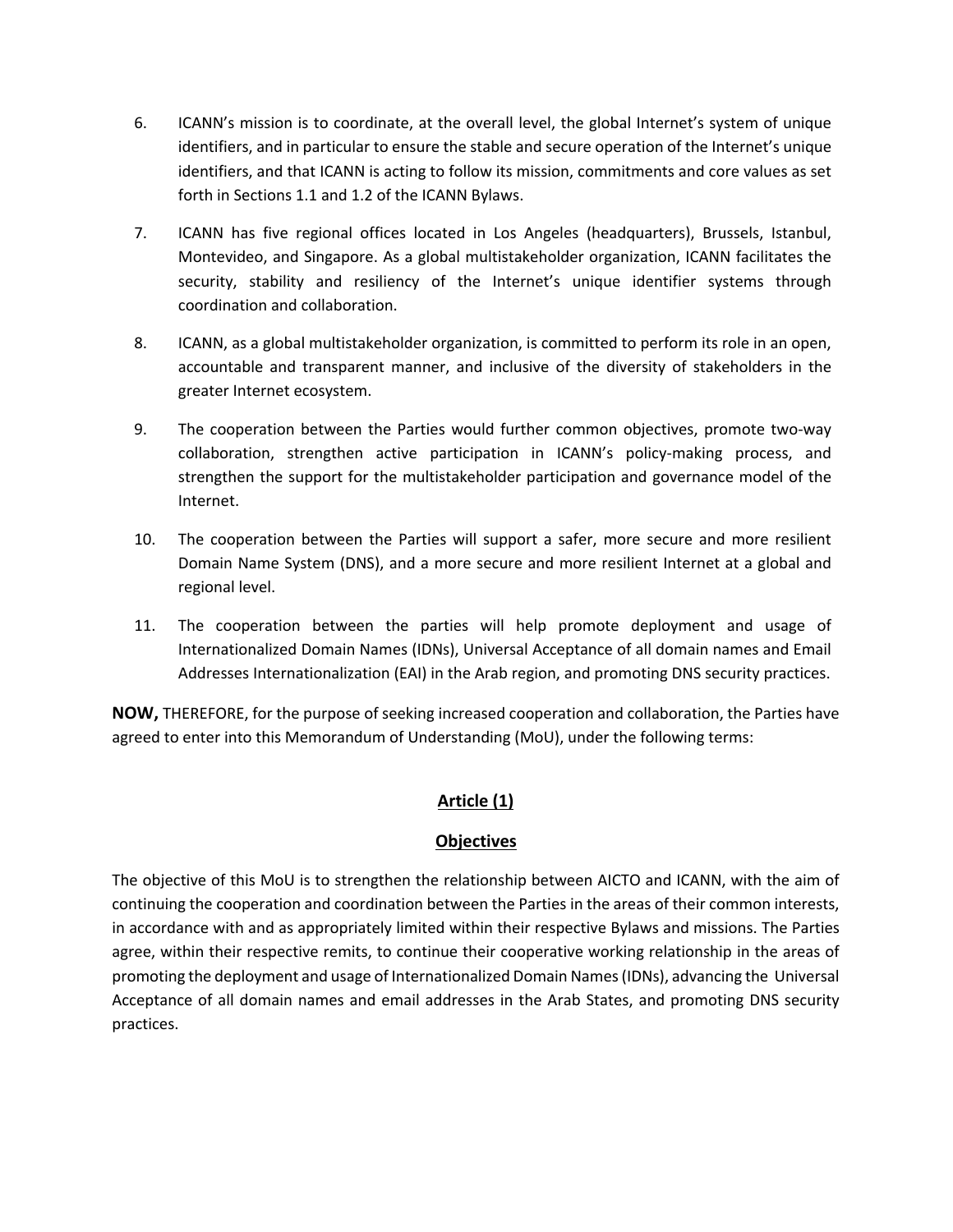6. ICANN's mission is to coordinate, at the overall level, the global Internet's system of unique identifiers, and in particular to ensure the stable and secure operation of the Internet's unique identifiers, and that ICANN is acting to follow its mission, commitments and core values as set forth in Sections 1.1 and 1.2 of the ICANN Bylaws.

7. ICANN has five regional offices located in Los Angeles (headquarters), Brussels, Istanbul, Montevideo, and Singapore. As a global multistakeholder organization, ICANN facilitates the security, stability and resiliency of the Internet's unique identifier systems through coordination and collaboration.

8. ICANN, as a global multistakeholder organization, is committed to perform its role in an open, accountable and transparent manner, and inclusive of the diversity of stakeholders in the greater Internet ecosystem.

9. The cooperation between the Parties would further common objectives, promote two-way collaboration, strengthen active participation in ICANN's policy-making process, and strengthen the support for the multistakeholder participation and governance model of the Internet.

10. The cooperation between the Parties will support a safer, more secure and more resilient Domain Name System (DNS), and a more secure and more resilient Internet at a global and regional level.

11. The cooperation between the parties will help promote deployment and usage of Internationalized Domain Names (IDNs), Universal Acceptance of all domain names and Email Addresses Internationalization (EAI) in the Arab region, and promoting DNS security practices.

**NOW,** THEREFORE, for the purpose of seeking increased cooperation and collaboration, the Parties have agreed to enter into this Memorandum of Understanding (MoU), under the following terms:

## Article (1)

## Objectives

The objective of this MoU is to strengthen the relationship between AICTO and ICANN, with the aim of continuing the cooperation and coordination between the Parties in the areas of their common interests, in accordance with and as appropriately limited within their respective Bylaws and missions. The Parties agree, within their respective remits, to continue their cooperative working relationship in the areas of promoting the deployment and usage of Internationalized Domain Names (IDNs), advancing the Universal Acceptance of all domain names and email addresses in the Arab States, and promoting DNS security practices.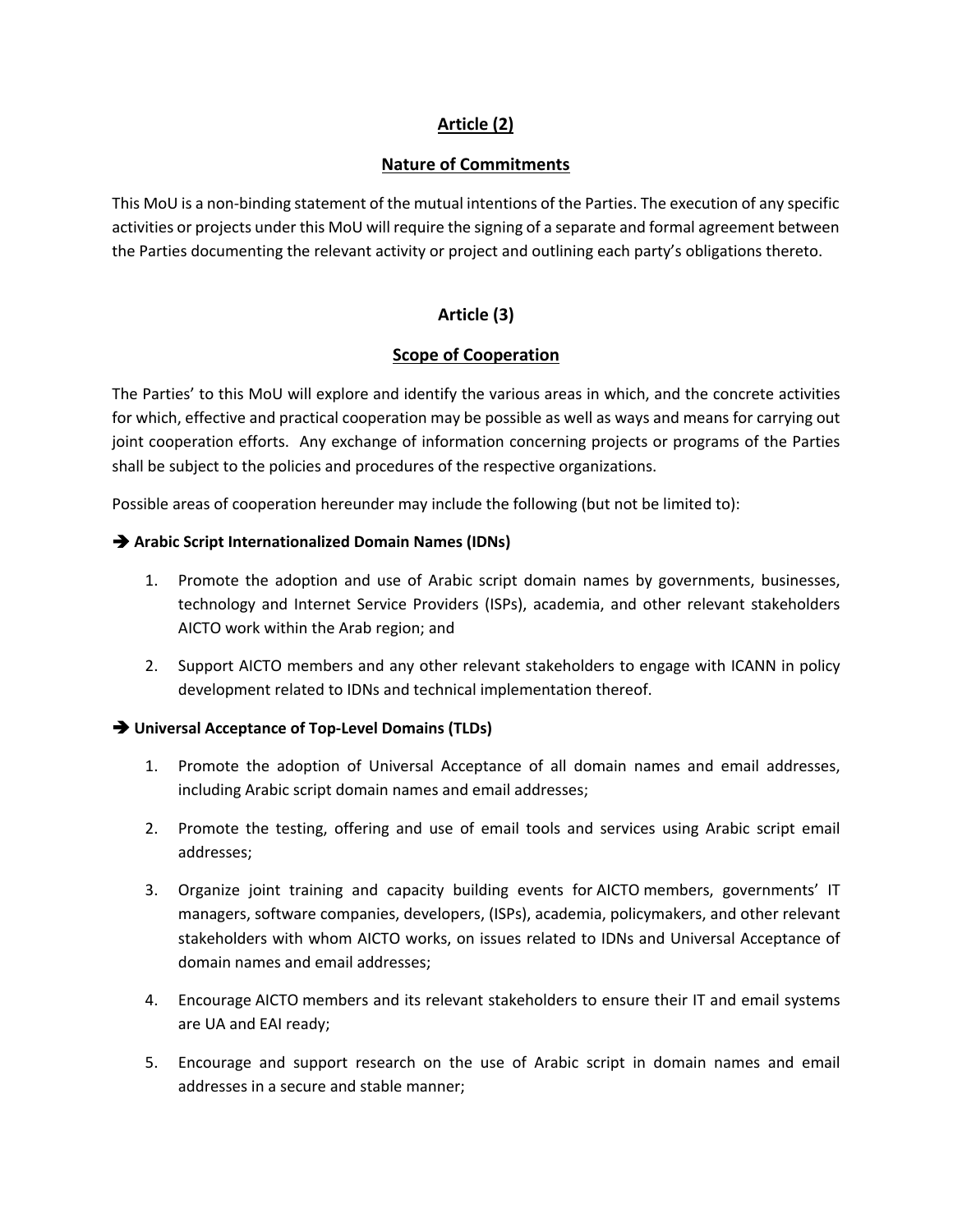## Article (2)

## Nature of Commitments

This MoU is a non-binding statement of the mutual intentions of the Parties. The execution of any specific activities or projects under this MoU will require the signing of a separate and formal agreement between the Parties documenting the relevant activity or project and outlining each party's obligations thereto.

## Article (3)

## Scope of Cooperation

The Parties' to this MoU will explore and identify the various areas in which, and the concrete activities for which, effective and practical cooperation may be possible as well as ways and means for carrying out joint cooperation efforts. Any exchange of information concerning projects or programs of the Parties shall be subject to the policies and procedures of the respective organizations.

Possible areas of cooperation hereunder may include the following (but not be limited to):

➔ **Arabic Script Internationalized Domain Names (IDNs)**

1. Promote the adoption and use of Arabic script domain names by governments, businesses, technology and Internet Service Providers (ISPs), academia, and other relevant stakeholders AICTO work within the Arab region; and
2. Support AICTO members and any other relevant stakeholders to engage with ICANN in policy development related to IDNs and technical implementation thereof.

➔ **Universal Acceptance of Top-Level Domains (TLDs)**

1. Promote the adoption of Universal Acceptance of all domain names and email addresses, including Arabic script domain names and email addresses;
2. Promote the testing, offering and use of email tools and services using Arabic script email addresses;
3. Organize joint training and capacity building events for AICTO members, governments' IT managers, software companies, developers, (ISPs), academia, policymakers, and other relevant stakeholders with whom AICTO works, on issues related to IDNs and Universal Acceptance of domain names and email addresses;
4. Encourage AICTO members and its relevant stakeholders to ensure their IT and email systems are UA and EAI ready;
5. Encourage and support research on the use of Arabic script in domain names and email addresses in a secure and stable manner;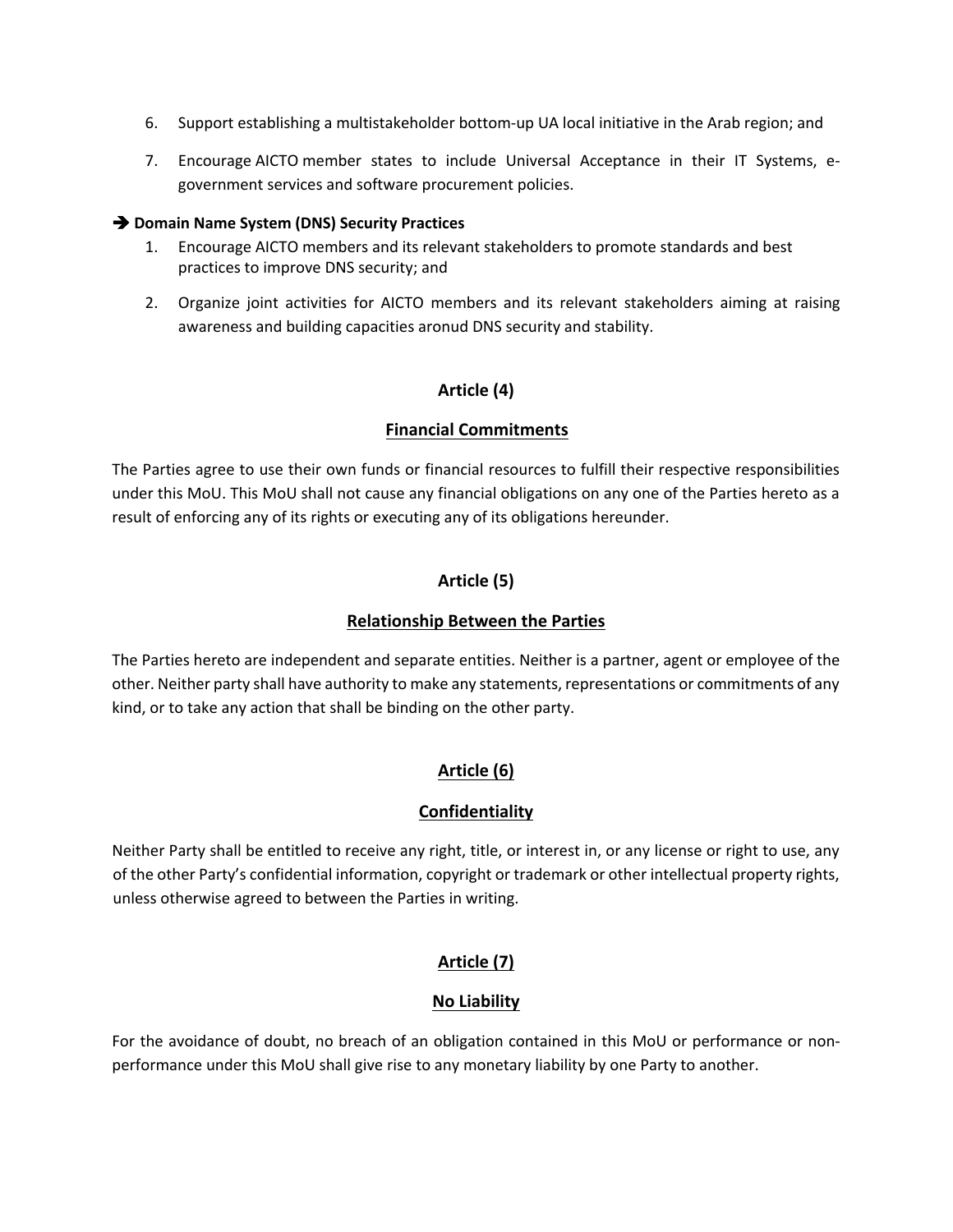6. Support establishing a multistakeholder bottom-up UA local initiative in the Arab region; and
7. Encourage AICTO member states to include Universal Acceptance in their IT Systems, e-government services and software procurement policies.

➔ **Domain Name System (DNS) Security Practices**

1. Encourage AICTO members and its relevant stakeholders to promote standards and best practices to improve DNS security; and
2. Organize joint activities for AICTO members and its relevant stakeholders aiming at raising awareness and building capacities aronud DNS security and stability.

## Article (4)

## Financial Commitments

The Parties agree to use their own funds or financial resources to fulfill their respective responsibilities under this MoU. This MoU shall not cause any financial obligations on any one of the Parties hereto as a result of enforcing any of its rights or executing any of its obligations hereunder.

## Article (5)

## Relationship Between the Parties

The Parties hereto are independent and separate entities. Neither is a partner, agent or employee of the other. Neither party shall have authority to make any statements, representations or commitments of any kind, or to take any action that shall be binding on the other party.

## Article (6)

## Confidentiality

Neither Party shall be entitled to receive any right, title, or interest in, or any license or right to use, any of the other Party's confidential information, copyright or trademark or other intellectual property rights, unless otherwise agreed to between the Parties in writing.

## Article (7)

## No Liability

For the avoidance of doubt, no breach of an obligation contained in this MoU or performance or non-performance under this MoU shall give rise to any monetary liability by one Party to another.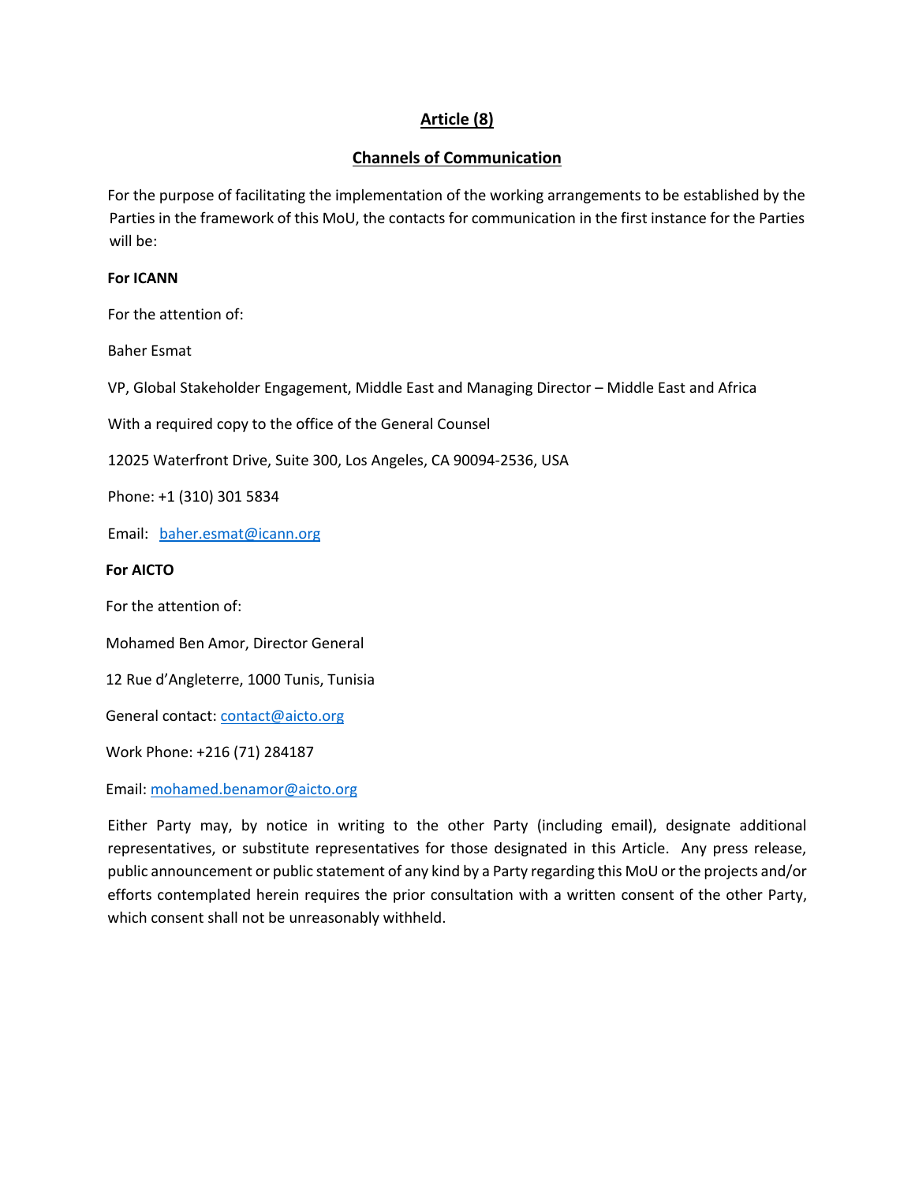## Article (8)

## Channels of Communication

For the purpose of facilitating the implementation of the working arrangements to be established by the Parties in the framework of this MoU, the contacts for communication in the first instance for the Parties will be:

**For ICANN**

For the attention of:

Baher Esmat

VP, Global Stakeholder Engagement, Middle East and Managing Director – Middle East and Africa

With a required copy to the office of the General Counsel

12025 Waterfront Drive, Suite 300, Los Angeles, CA 90094-2536, USA

Phone: +1 (310) 301 5834

Email: baher.esmat@icann.org

**For AICTO**

For the attention of:

Mohamed Ben Amor, Director General

12 Rue d'Angleterre, 1000 Tunis, Tunisia

General contact: contact@aicto.org

Work Phone: +216 (71) 284187

Email: mohamed.benamor@aicto.org

Either Party may, by notice in writing to the other Party (including email), designate additional representatives, or substitute representatives for those designated in this Article. Any press release, public announcement or public statement of any kind by a Party regarding this MoU or the projects and/or efforts contemplated herein requires the prior consultation with a written consent of the other Party, which consent shall not be unreasonably withheld.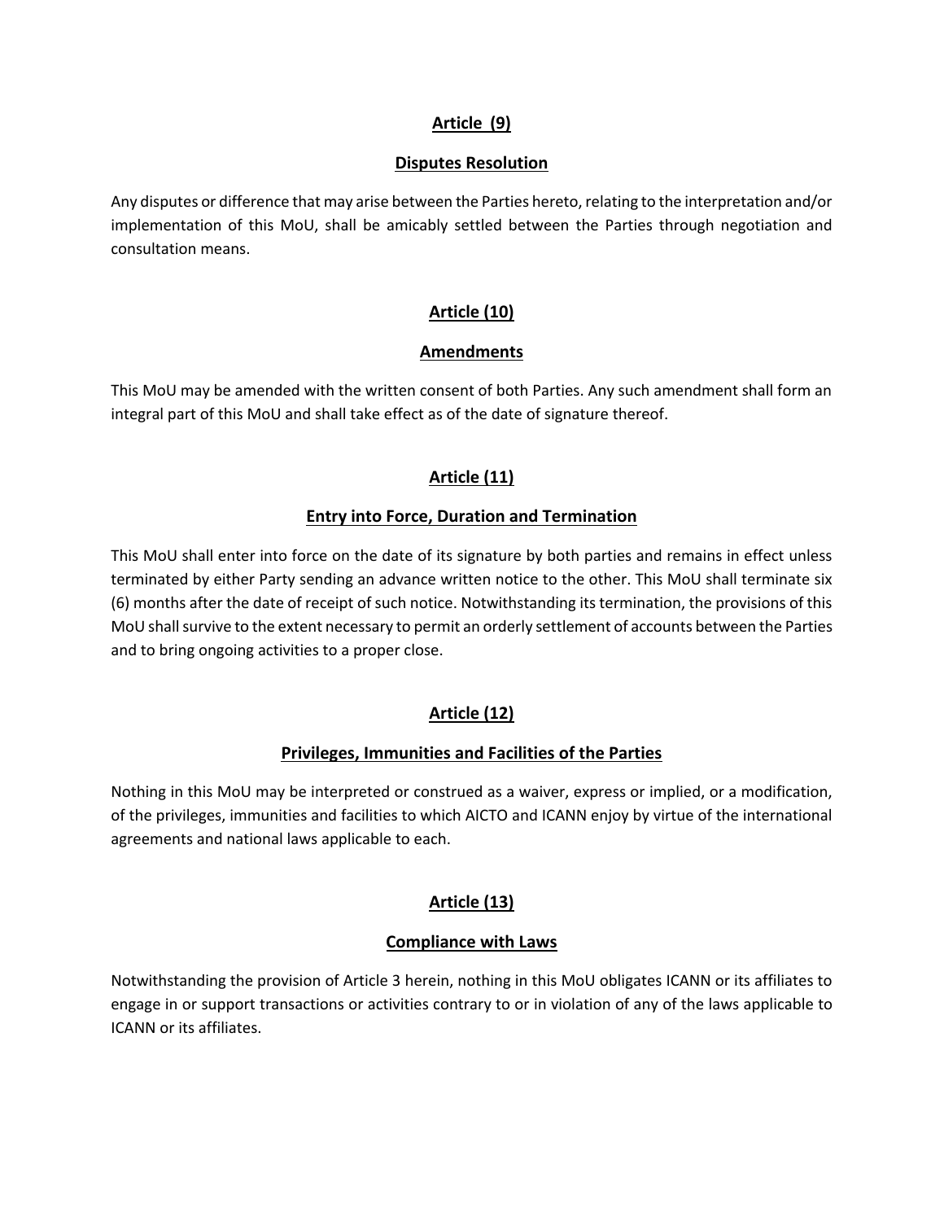## Article (9)

### Disputes Resolution

Any disputes or difference that may arise between the Parties hereto, relating to the interpretation and/or implementation of this MoU, shall be amicably settled between the Parties through negotiation and consultation means.

## Article (10)

### Amendments

This MoU may be amended with the written consent of both Parties. Any such amendment shall form an integral part of this MoU and shall take effect as of the date of signature thereof.

## Article (11)

### Entry into Force, Duration and Termination

This MoU shall enter into force on the date of its signature by both parties and remains in effect unless terminated by either Party sending an advance written notice to the other. This MoU shall terminate six (6) months after the date of receipt of such notice. Notwithstanding its termination, the provisions of this MoU shall survive to the extent necessary to permit an orderly settlement of accounts between the Parties and to bring ongoing activities to a proper close.

## Article (12)

### Privileges, Immunities and Facilities of the Parties

Nothing in this MoU may be interpreted or construed as a waiver, express or implied, or a modification, of the privileges, immunities and facilities to which AICTO and ICANN enjoy by virtue of the international agreements and national laws applicable to each.

## Article (13)

### Compliance with Laws

Notwithstanding the provision of Article 3 herein, nothing in this MoU obligates ICANN or its affiliates to engage in or support transactions or activities contrary to or in violation of any of the laws applicable to ICANN or its affiliates.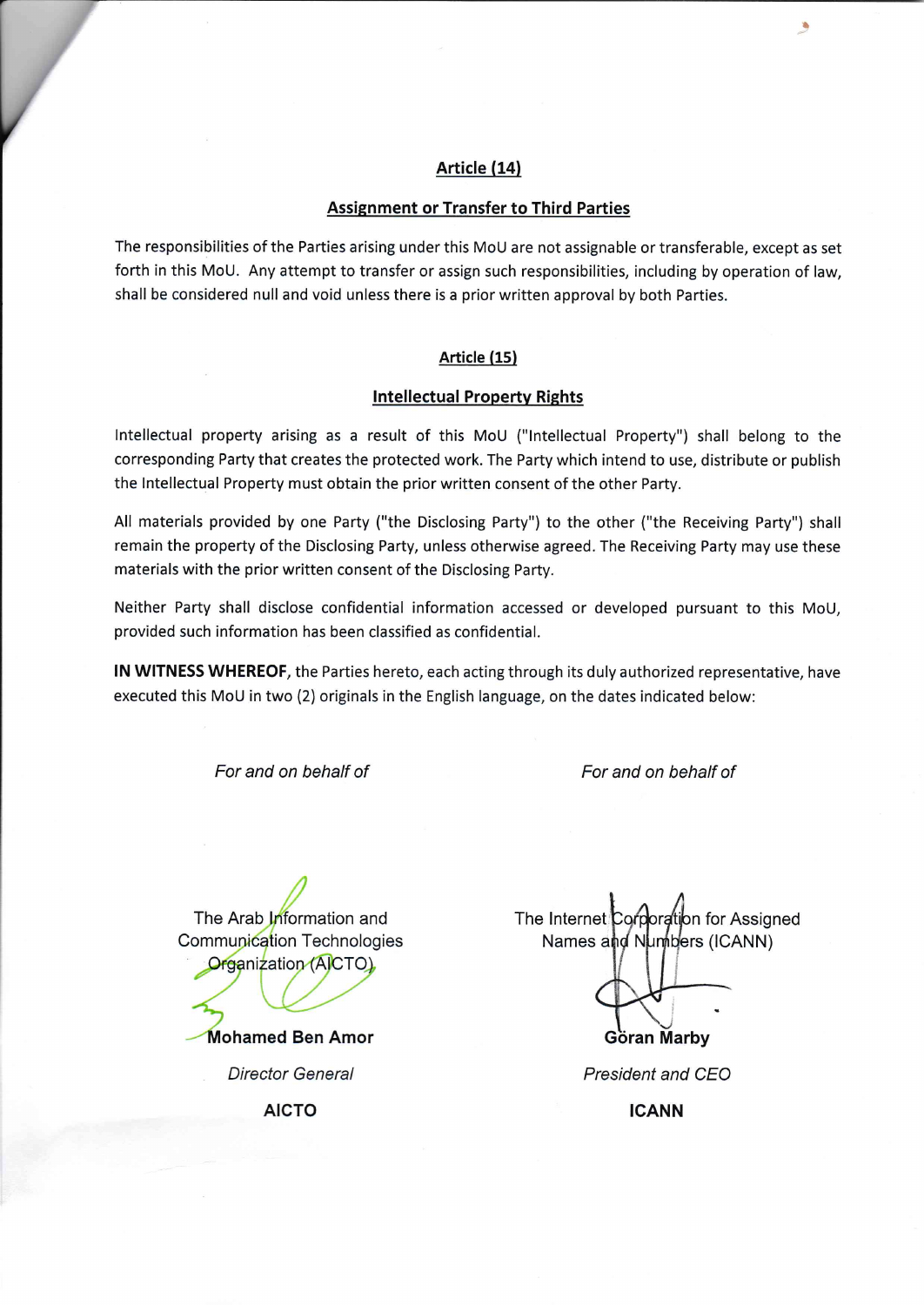## Article (14)

### Assignment or Transfer to Third Parties

The responsibilities of the Parties arising under this MoU are not assignable or transferable, except as set forth in this MoU. Any attempt to transfer or assign such responsibilities, including by operation of law, shall be considered null and void unless there is a prior written approval by both Parties.

## Article (15)

### Intellectual Property Rights

Intellectual property arising as a result of this MoU ("Intellectual Property") shall belong to the corresponding Party that creates the protected work. The Party which intend to use, distribute or publish the Intellectual Property must obtain the prior written consent of the other Party.

All materials provided by one Party ("the Disclosing Party") to the other ("the Receiving Party") shall remain the property of the Disclosing Party, unless otherwise agreed. The Receiving Party may use these materials with the prior written consent of the Disclosing Party.

Neither Party shall disclose confidential information accessed or developed pursuant to this MoU, provided such information has been classified as confidential.

**IN WITNESS WHEREOF**, the Parties hereto, each acting through its duly authorized representative, have executed this MoU in two (2) originals in the English language, on the dates indicated below:

*For and on behalf of*

The Arab Information and Communication Technologies Organization (AICTO)

**Mohamed Ben Amor**

*Director General*

**AICTO**

*For and on behalf of*

The Internet Corporation for Assigned Names and Numbers (ICANN)

**Göran Marby**

*President and CEO*

**ICANN**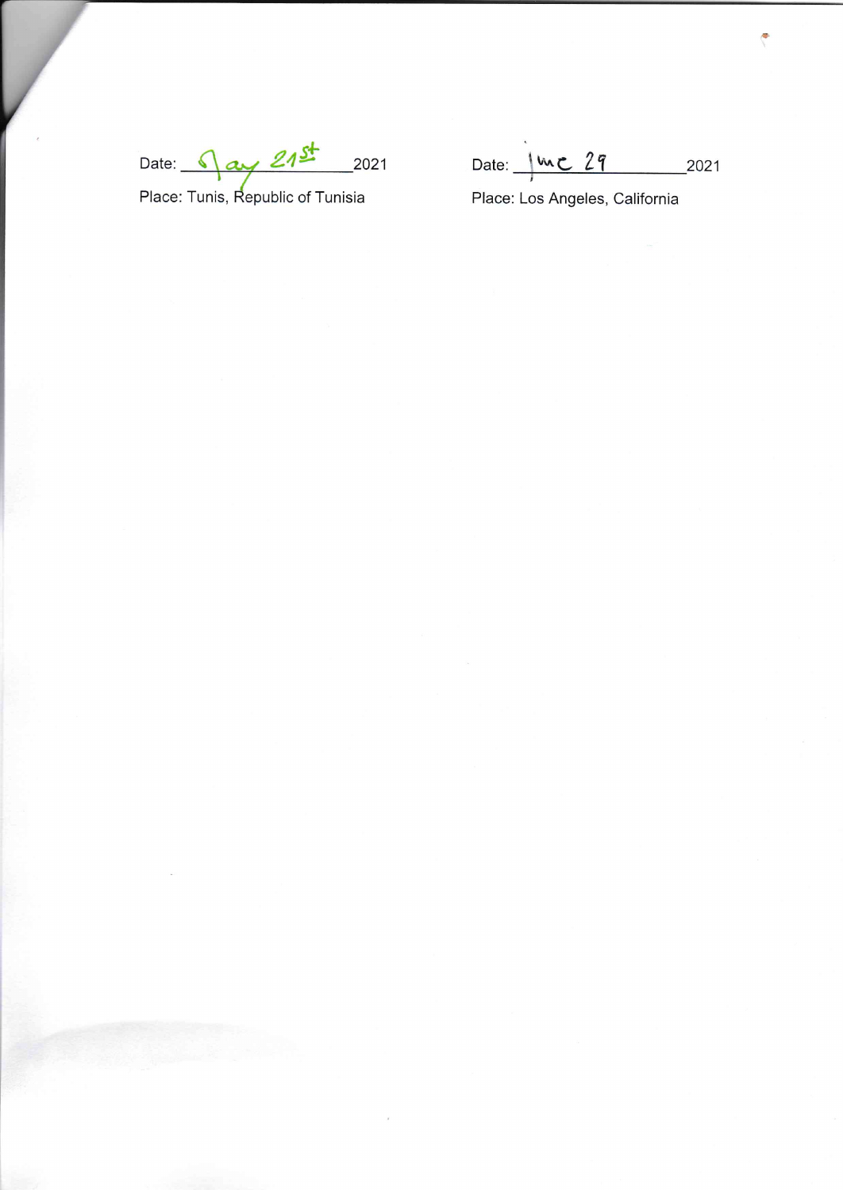Date: May 21st 2021

Place: Tunis, Republic of Tunisia

Date: June 29 2021

Place: Los Angeles, California